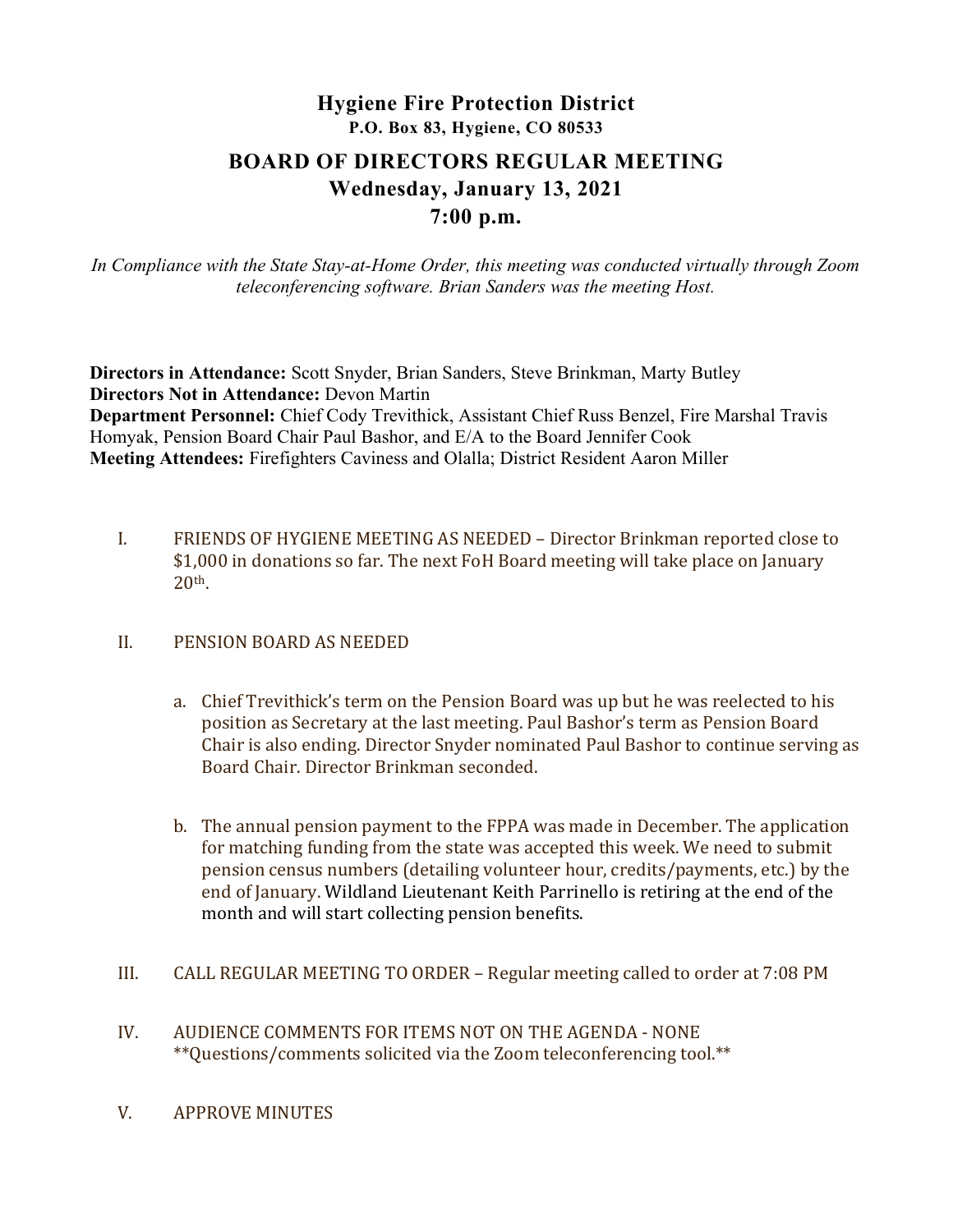# Hygiene Fire Protection District

**P.O. Box 83, Hygiene, CO 80533**

## BOARD OF DIRECTORS REGULAR MEETING

### Wednesday, January 13, 2021

### 7:00 p.m.

*In Compliance with the State Stay-at-Home Order, this meeting was conducted virtually through Zoom teleconferencing software. Brian Sanders was the meeting Host.*

**Directors in Attendance:** Scott Snyder, Brian Sanders, Steve Brinkman, Marty Butley
**Directors Not in Attendance:** Devon Martin
**Department Personnel:** Chief Cody Trevithick, Assistant Chief Russ Benzel, Fire Marshal Travis Homyak, Pension Board Chair Paul Bashor, and E/A to the Board Jennifer Cook
**Meeting Attendees:** Firefighters Caviness and Olalla; District Resident Aaron Miller

I. FRIENDS OF HYGIENE MEETING AS NEEDED – Director Brinkman reported close to $1,000 in donations so far. The next FoH Board meeting will take place on January 20th.

II. PENSION BOARD AS NEEDED

   a. Chief Trevithick's term on the Pension Board was up but he was reelected to his position as Secretary at the last meeting. Paul Bashor's term as Pension Board Chair is also ending. Director Snyder nominated Paul Bashor to continue serving as Board Chair. Director Brinkman seconded.

   b. The annual pension payment to the FPPA was made in December. The application for matching funding from the state was accepted this week. We need to submit pension census numbers (detailing volunteer hour, credits/payments, etc.) by the end of January. Wildland Lieutenant Keith Parrinello is retiring at the end of the month and will start collecting pension benefits.

III. CALL REGULAR MEETING TO ORDER – Regular meeting called to order at 7:08 PM

IV. AUDIENCE COMMENTS FOR ITEMS NOT ON THE AGENDA - NONE
**Questions/comments solicited via the Zoom teleconferencing tool.**

V. APPROVE MINUTES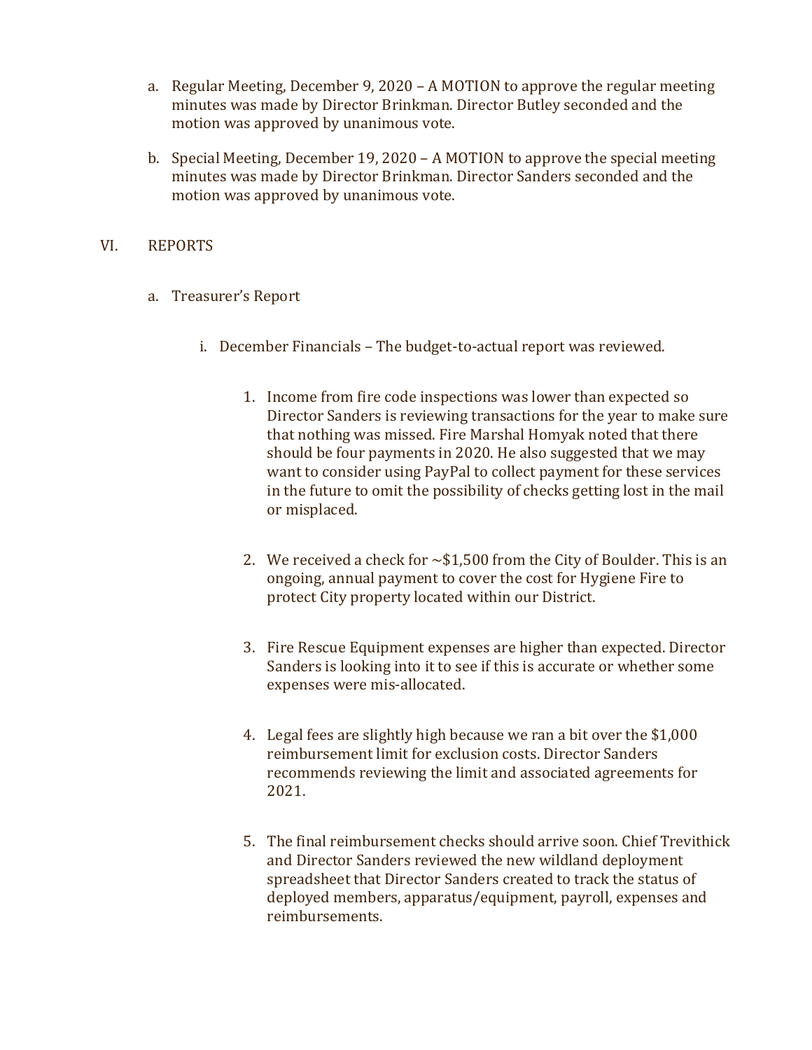a. Regular Meeting, December 9, 2020 – A MOTION to approve the regular meeting minutes was made by Director Brinkman. Director Butley seconded and the motion was approved by unanimous vote.

b. Special Meeting, December 19, 2020 – A MOTION to approve the special meeting minutes was made by Director Brinkman. Director Sanders seconded and the motion was approved by unanimous vote.

## VI. REPORTS

a. Treasurer's Report

i. December Financials – The budget-to-actual report was reviewed.

1. Income from fire code inspections was lower than expected so Director Sanders is reviewing transactions for the year to make sure that nothing was missed. Fire Marshal Homyak noted that there should be four payments in 2020. He also suggested that we may want to consider using PayPal to collect payment for these services in the future to omit the possibility of checks getting lost in the mail or misplaced.

2. We received a check for ~$1,500 from the City of Boulder. This is an ongoing, annual payment to cover the cost for Hygiene Fire to protect City property located within our District.

3. Fire Rescue Equipment expenses are higher than expected. Director Sanders is looking into it to see if this is accurate or whether some expenses were mis-allocated.

4. Legal fees are slightly high because we ran a bit over the $1,000 reimbursement limit for exclusion costs. Director Sanders recommends reviewing the limit and associated agreements for 2021.

5. The final reimbursement checks should arrive soon. Chief Trevithick and Director Sanders reviewed the new wildland deployment spreadsheet that Director Sanders created to track the status of deployed members, apparatus/equipment, payroll, expenses and reimbursements.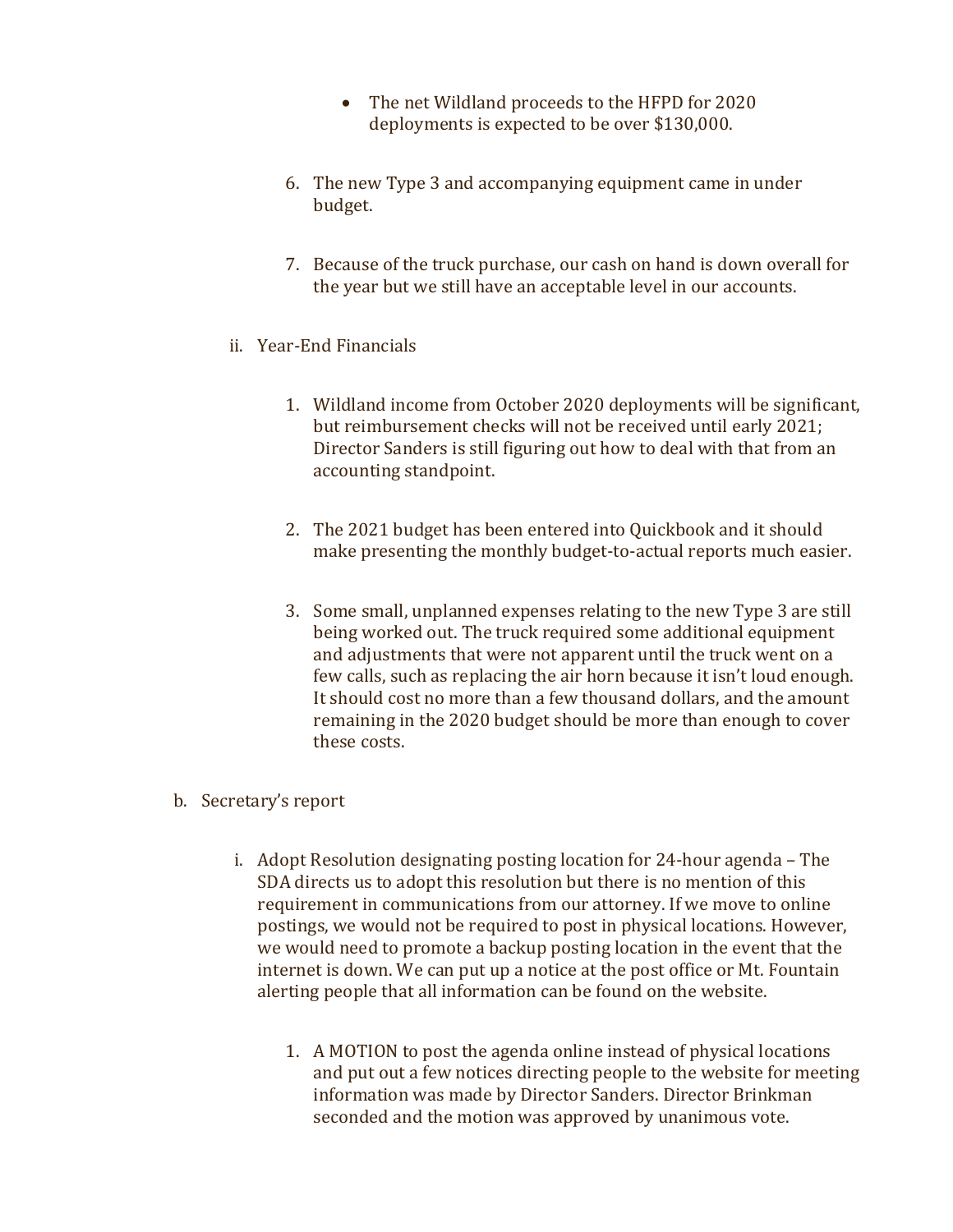- The net Wildland proceeds to the HFPD for 2020 deployments is expected to be over $130,000.

6. The new Type 3 and accompanying equipment came in under budget.

7. Because of the truck purchase, our cash on hand is down overall for the year but we still have an acceptable level in our accounts.

ii. Year-End Financials

1. Wildland income from October 2020 deployments will be significant, but reimbursement checks will not be received until early 2021; Director Sanders is still figuring out how to deal with that from an accounting standpoint.

2. The 2021 budget has been entered into Quickbook and it should make presenting the monthly budget-to-actual reports much easier.

3. Some small, unplanned expenses relating to the new Type 3 are still being worked out. The truck required some additional equipment and adjustments that were not apparent until the truck went on a few calls, such as replacing the air horn because it isn't loud enough. It should cost no more than a few thousand dollars, and the amount remaining in the 2020 budget should be more than enough to cover these costs.

b. Secretary's report

i. Adopt Resolution designating posting location for 24-hour agenda – The SDA directs us to adopt this resolution but there is no mention of this requirement in communications from our attorney. If we move to online postings, we would not be required to post in physical locations. However, we would need to promote a backup posting location in the event that the internet is down. We can put up a notice at the post office or Mt. Fountain alerting people that all information can be found on the website.

1. A MOTION to post the agenda online instead of physical locations and put out a few notices directing people to the website for meeting information was made by Director Sanders. Director Brinkman seconded and the motion was approved by unanimous vote.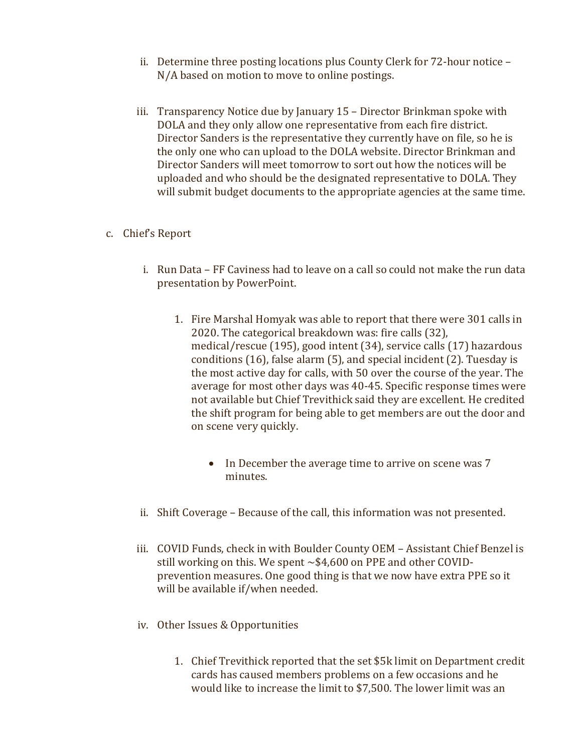ii. Determine three posting locations plus County Clerk for 72-hour notice – N/A based on motion to move to online postings.

iii. Transparency Notice due by January 15 – Director Brinkman spoke with DOLA and they only allow one representative from each fire district. Director Sanders is the representative they currently have on file, so he is the only one who can upload to the DOLA website. Director Brinkman and Director Sanders will meet tomorrow to sort out how the notices will be uploaded and who should be the designated representative to DOLA. They will submit budget documents to the appropriate agencies at the same time.

c. Chief's Report

i. Run Data – FF Caviness had to leave on a call so could not make the run data presentation by PowerPoint.

1. Fire Marshal Homyak was able to report that there were 301 calls in 2020. The categorical breakdown was: fire calls (32), medical/rescue (195), good intent (34), service calls (17) hazardous conditions (16), false alarm (5), and special incident (2). Tuesday is the most active day for calls, with 50 over the course of the year. The average for most other days was 40-45. Specific response times were not available but Chief Trevithick said they are excellent. He credited the shift program for being able to get members are out the door and on scene very quickly.

   - In December the average time to arrive on scene was 7 minutes.

ii. Shift Coverage – Because of the call, this information was not presented.

iii. COVID Funds, check in with Boulder County OEM – Assistant Chief Benzel is still working on this. We spent ~$4,600 on PPE and other COVID-prevention measures. One good thing is that we now have extra PPE so it will be available if/when needed.

iv. Other Issues & Opportunities

1. Chief Trevithick reported that the set $5k limit on Department credit cards has caused members problems on a few occasions and he would like to increase the limit to $7,500. The lower limit was an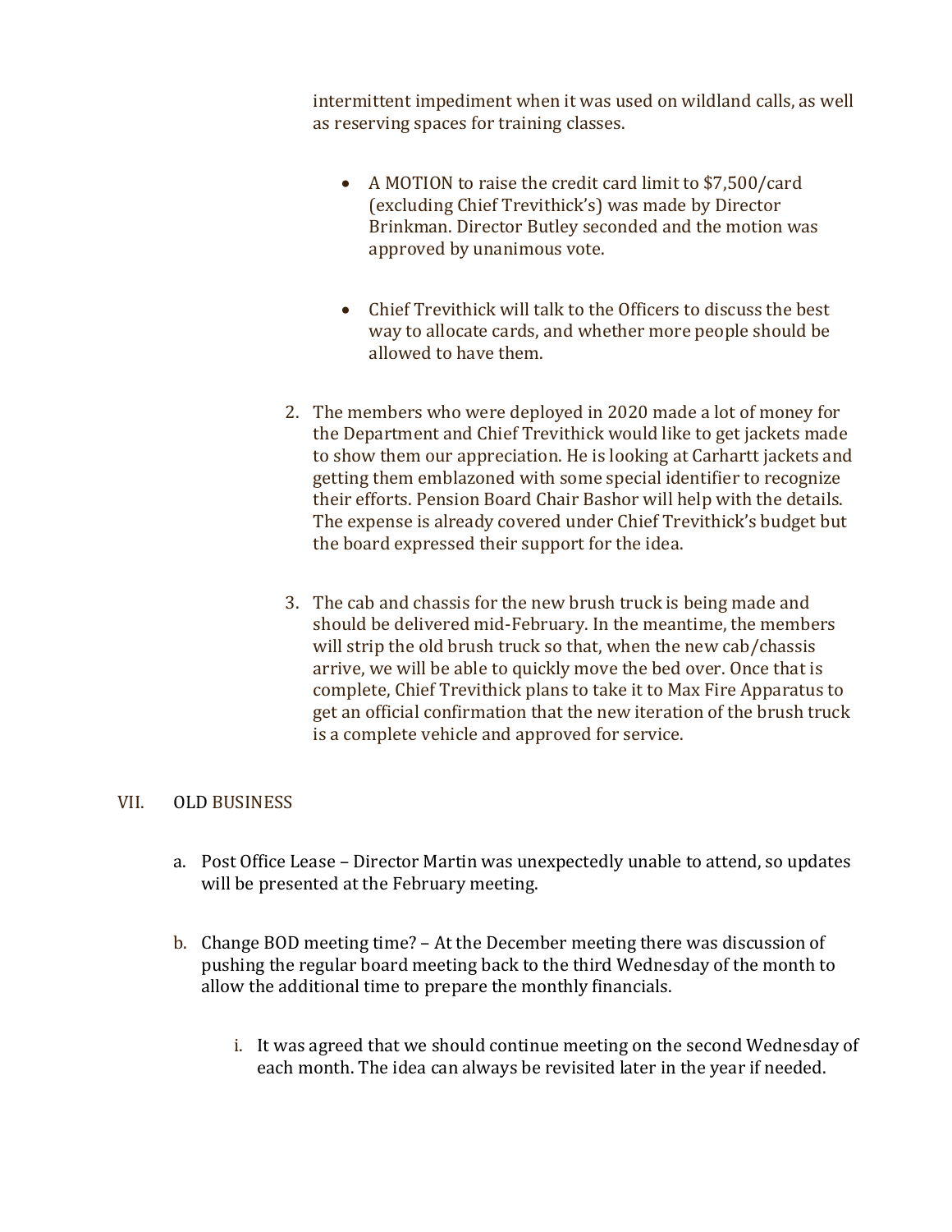intermittent impediment when it was used on wildland calls, as well as reserving spaces for training classes.

- A MOTION to raise the credit card limit to $7,500/card (excluding Chief Trevithick's) was made by Director Brinkman. Director Butley seconded and the motion was approved by unanimous vote.

- Chief Trevithick will talk to the Officers to discuss the best way to allocate cards, and whether more people should be allowed to have them.

2. The members who were deployed in 2020 made a lot of money for the Department and Chief Trevithick would like to get jackets made to show them our appreciation. He is looking at Carhartt jackets and getting them emblazoned with some special identifier to recognize their efforts. Pension Board Chair Bashor will help with the details. The expense is already covered under Chief Trevithick's budget but the board expressed their support for the idea.

3. The cab and chassis for the new brush truck is being made and should be delivered mid-February. In the meantime, the members will strip the old brush truck so that, when the new cab/chassis arrive, we will be able to quickly move the bed over. Once that is complete, Chief Trevithick plans to take it to Max Fire Apparatus to get an official confirmation that the new iteration of the brush truck is a complete vehicle and approved for service.

## VII. OLD BUSINESS

a. Post Office Lease – Director Martin was unexpectedly unable to attend, so updates will be presented at the February meeting.

b. Change BOD meeting time? – At the December meeting there was discussion of pushing the regular board meeting back to the third Wednesday of the month to allow the additional time to prepare the monthly financials.

   i. It was agreed that we should continue meeting on the second Wednesday of each month. The idea can always be revisited later in the year if needed.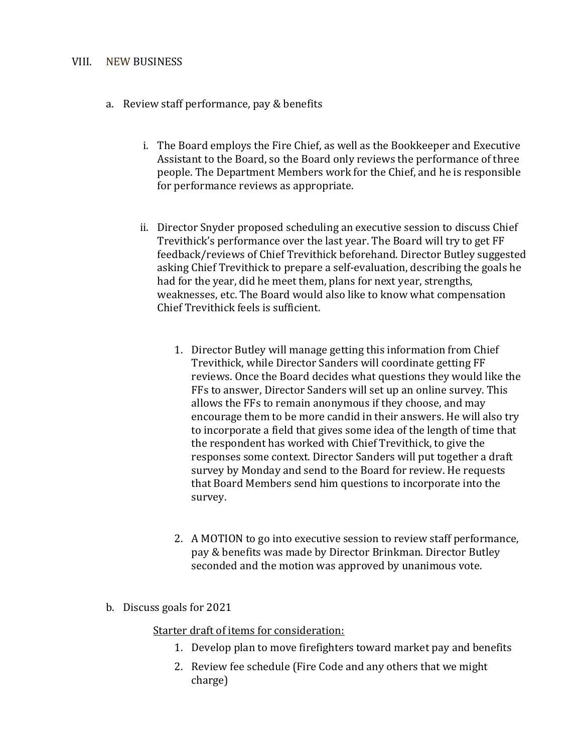## VIII. NEW BUSINESS

a. Review staff performance, pay & benefits

   i. The Board employs the Fire Chief, as well as the Bookkeeper and Executive Assistant to the Board, so the Board only reviews the performance of three people. The Department Members work for the Chief, and he is responsible for performance reviews as appropriate.

   ii. Director Snyder proposed scheduling an executive session to discuss Chief Trevithick's performance over the last year. The Board will try to get FF feedback/reviews of Chief Trevithick beforehand. Director Butley suggested asking Chief Trevithick to prepare a self-evaluation, describing the goals he had for the year, did he meet them, plans for next year, strengths, weaknesses, etc. The Board would also like to know what compensation Chief Trevithick feels is sufficient.

      1. Director Butley will manage getting this information from Chief Trevithick, while Director Sanders will coordinate getting FF reviews. Once the Board decides what questions they would like the FFs to answer, Director Sanders will set up an online survey. This allows the FFs to remain anonymous if they choose, and may encourage them to be more candid in their answers. He will also try to incorporate a field that gives some idea of the length of time that the respondent has worked with Chief Trevithick, to give the responses some context. Director Sanders will put together a draft survey by Monday and send to the Board for review. He requests that Board Members send him questions to incorporate into the survey.

      2. A MOTION to go into executive session to review staff performance, pay & benefits was made by Director Brinkman. Director Butley seconded and the motion was approved by unanimous vote.

b. Discuss goals for 2021

   Starter draft of items for consideration:

   1. Develop plan to move firefighters toward market pay and benefits
   2. Review fee schedule (Fire Code and any others that we might charge)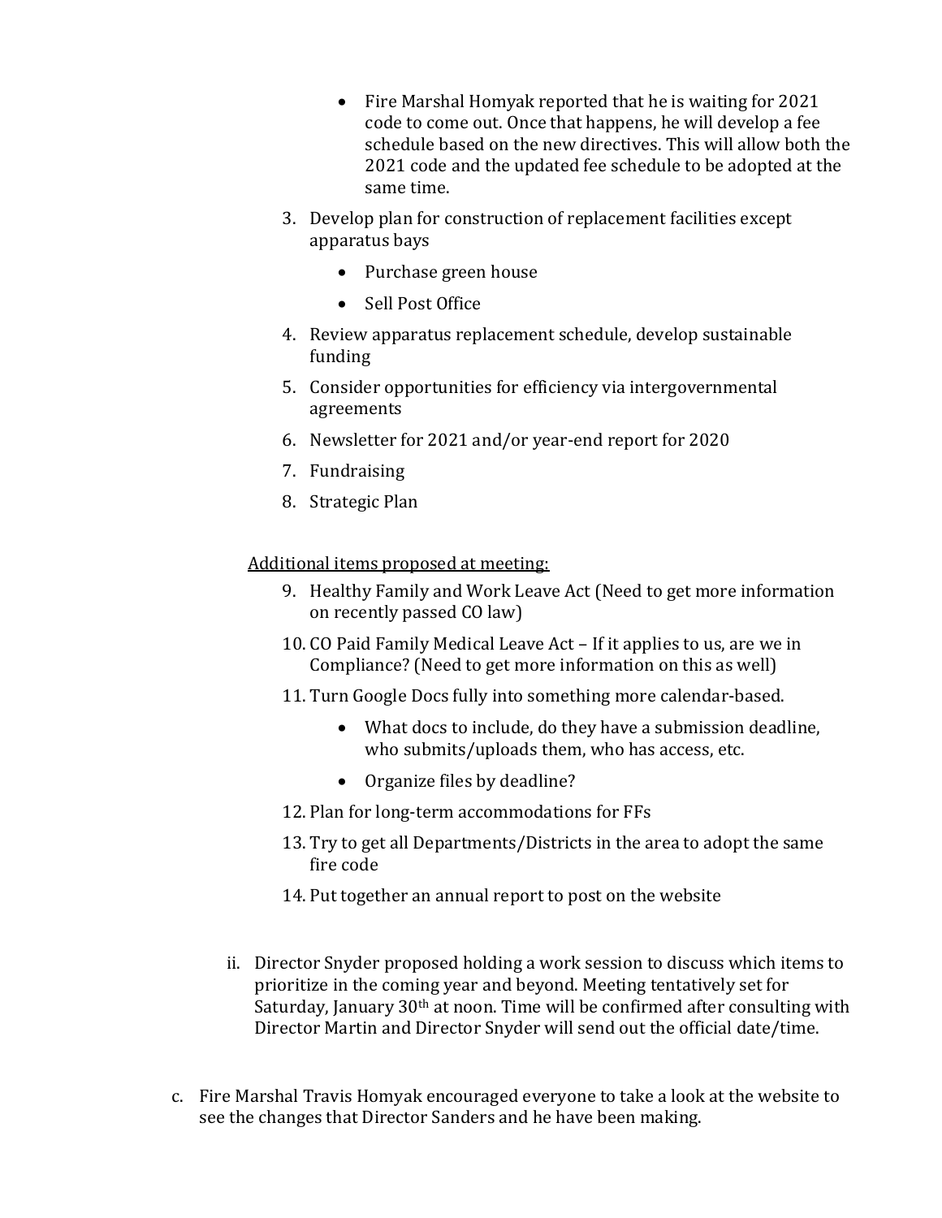- Fire Marshal Homyak reported that he is waiting for 2021 code to come out. Once that happens, he will develop a fee schedule based on the new directives. This will allow both the 2021 code and the updated fee schedule to be adopted at the same time.

3. Develop plan for construction of replacement facilities except apparatus bays
    - Purchase green house
    - Sell Post Office
4. Review apparatus replacement schedule, develop sustainable funding
5. Consider opportunities for efficiency via intergovernmental agreements
6. Newsletter for 2021 and/or year-end report for 2020
7. Fundraising
8. Strategic Plan

<u>Additional items proposed at meeting:</u>

9. Healthy Family and Work Leave Act (Need to get more information on recently passed CO law)
10. CO Paid Family Medical Leave Act – If it applies to us, are we in Compliance? (Need to get more information on this as well)
11. Turn Google Docs fully into something more calendar-based.
    - What docs to include, do they have a submission deadline, who submits/uploads them, who has access, etc.
    - Organize files by deadline?
12. Plan for long-term accommodations for FFs
13. Try to get all Departments/Districts in the area to adopt the same fire code
14. Put together an annual report to post on the website

ii. Director Snyder proposed holding a work session to discuss which items to prioritize in the coming year and beyond. Meeting tentatively set for Saturday, January 30th at noon. Time will be confirmed after consulting with Director Martin and Director Snyder will send out the official date/time.

c. Fire Marshal Travis Homyak encouraged everyone to take a look at the website to see the changes that Director Sanders and he have been making.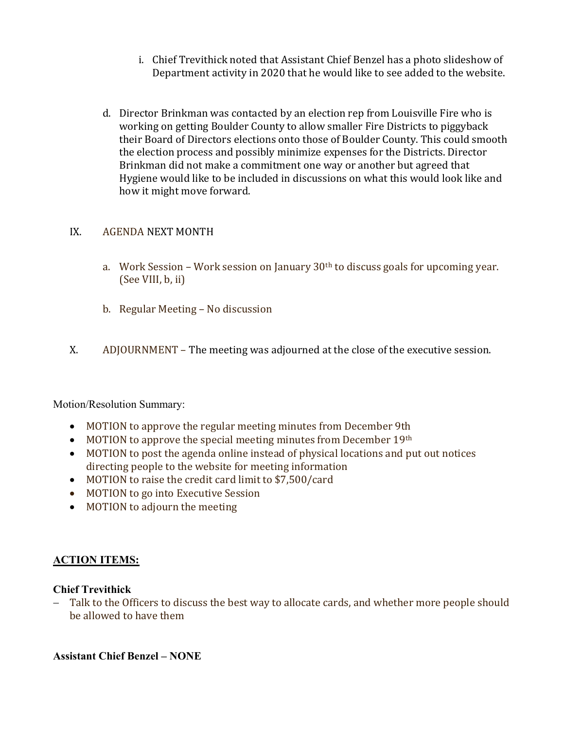i. Chief Trevithick noted that Assistant Chief Benzel has a photo slideshow of Department activity in 2020 that he would like to see added to the website.

d. Director Brinkman was contacted by an election rep from Louisville Fire who is working on getting Boulder County to allow smaller Fire Districts to piggyback their Board of Directors elections onto those of Boulder County. This could smooth the election process and possibly minimize expenses for the Districts. Director Brinkman did not make a commitment one way or another but agreed that Hygiene would like to be included in discussions on what this would look like and how it might move forward.

IX. AGENDA NEXT MONTH

a. Work Session – Work session on January 30th to discuss goals for upcoming year. (See VIII, b, ii)

b. Regular Meeting – No discussion

X. ADJOURNMENT – The meeting was adjourned at the close of the executive session.

Motion/Resolution Summary:

- MOTION to approve the regular meeting minutes from December 9th
- MOTION to approve the special meeting minutes from December 19th
- MOTION to post the agenda online instead of physical locations and put out notices directing people to the website for meeting information
- MOTION to raise the credit card limit to $7,500/card
- MOTION to go into Executive Session
- MOTION to adjourn the meeting

**ACTION ITEMS:**

**Chief Trevithick**

- Talk to the Officers to discuss the best way to allocate cards, and whether more people should be allowed to have them

**Assistant Chief Benzel – NONE**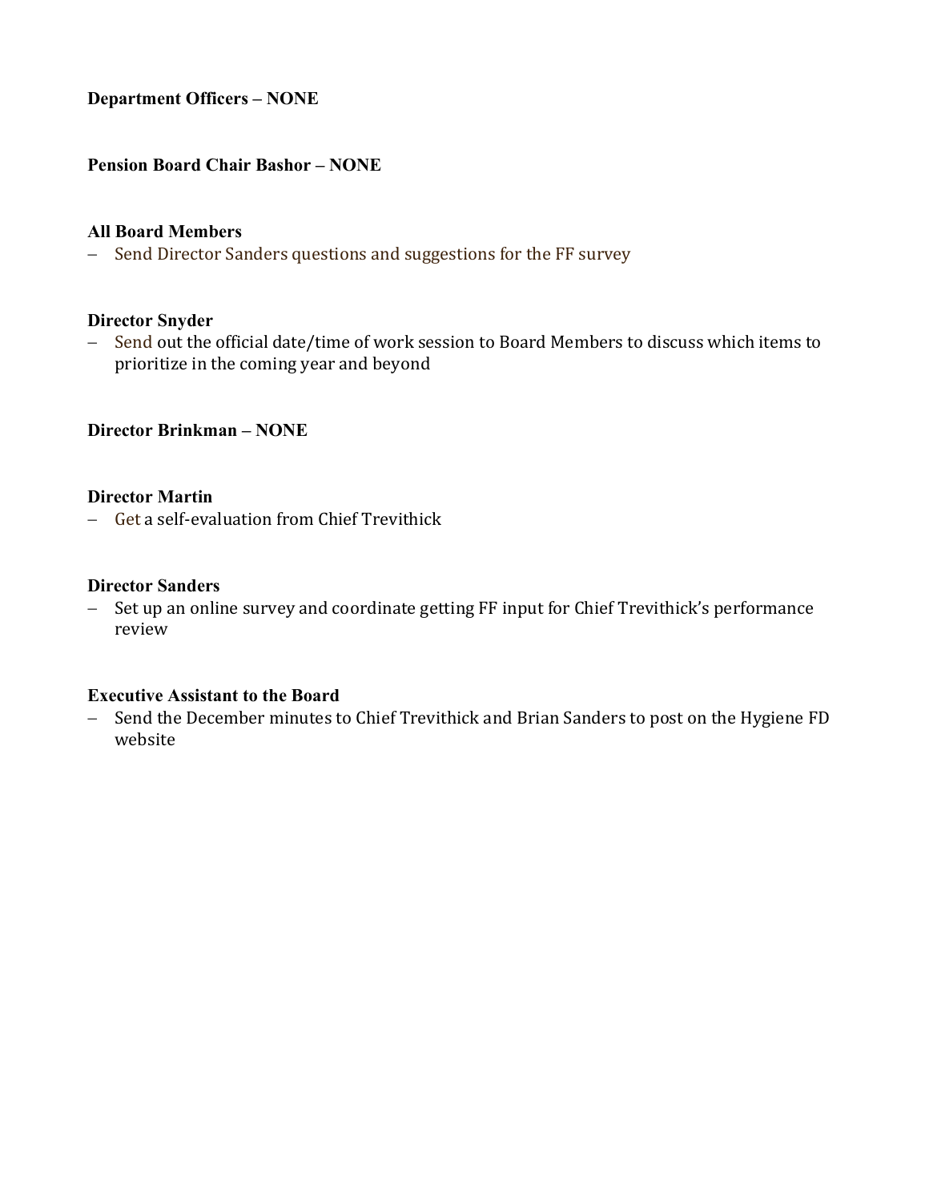**Department Officers – NONE**

**Pension Board Chair Bashor – NONE**

**All Board Members**

- Send Director Sanders questions and suggestions for the FF survey

**Director Snyder**

- Send out the official date/time of work session to Board Members to discuss which items to prioritize in the coming year and beyond

**Director Brinkman – NONE**

**Director Martin**

- Get a self-evaluation from Chief Trevithick

**Director Sanders**

- Set up an online survey and coordinate getting FF input for Chief Trevithick's performance review

**Executive Assistant to the Board**

- Send the December minutes to Chief Trevithick and Brian Sanders to post on the Hygiene FD website